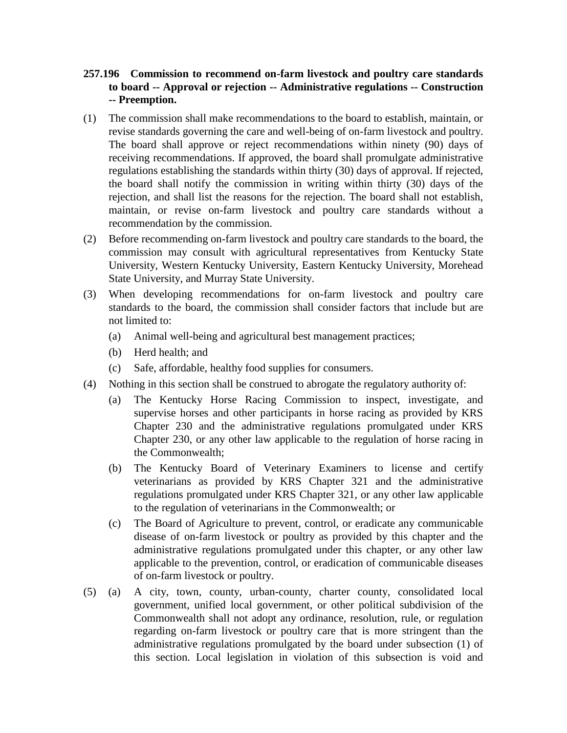**257.196 Commission to recommend on-farm livestock and poultry care standards to board -- Approval or rejection -- Administrative regulations -- Construction -- Preemption.**

(1) The commission shall make recommendations to the board to establish, maintain, or revise standards governing the care and well-being of on-farm livestock and poultry. The board shall approve or reject recommendations within ninety (90) days of receiving recommendations. If approved, the board shall promulgate administrative regulations establishing the standards within thirty (30) days of approval. If rejected, the board shall notify the commission in writing within thirty (30) days of the rejection, and shall list the reasons for the rejection. The board shall not establish, maintain, or revise on-farm livestock and poultry care standards without a recommendation by the commission.

(2) Before recommending on-farm livestock and poultry care standards to the board, the commission may consult with agricultural representatives from Kentucky State University, Western Kentucky University, Eastern Kentucky University, Morehead State University, and Murray State University.

(3) When developing recommendations for on-farm livestock and poultry care standards to the board, the commission shall consider factors that include but are not limited to:

  (a) Animal well-being and agricultural best management practices;

  (b) Herd health; and

  (c) Safe, affordable, healthy food supplies for consumers.

(4) Nothing in this section shall be construed to abrogate the regulatory authority of:

  (a) The Kentucky Horse Racing Commission to inspect, investigate, and supervise horses and other participants in horse racing as provided by KRS Chapter 230 and the administrative regulations promulgated under KRS Chapter 230, or any other law applicable to the regulation of horse racing in the Commonwealth;

  (b) The Kentucky Board of Veterinary Examiners to license and certify veterinarians as provided by KRS Chapter 321 and the administrative regulations promulgated under KRS Chapter 321, or any other law applicable to the regulation of veterinarians in the Commonwealth; or

  (c) The Board of Agriculture to prevent, control, or eradicate any communicable disease of on-farm livestock or poultry as provided by this chapter and the administrative regulations promulgated under this chapter, or any other law applicable to the prevention, control, or eradication of communicable diseases of on-farm livestock or poultry.

(5) (a) A city, town, county, urban-county, charter county, consolidated local government, unified local government, or other political subdivision of the Commonwealth shall not adopt any ordinance, resolution, rule, or regulation regarding on-farm livestock or poultry care that is more stringent than the administrative regulations promulgated by the board under subsection (1) of this section. Local legislation in violation of this subsection is void and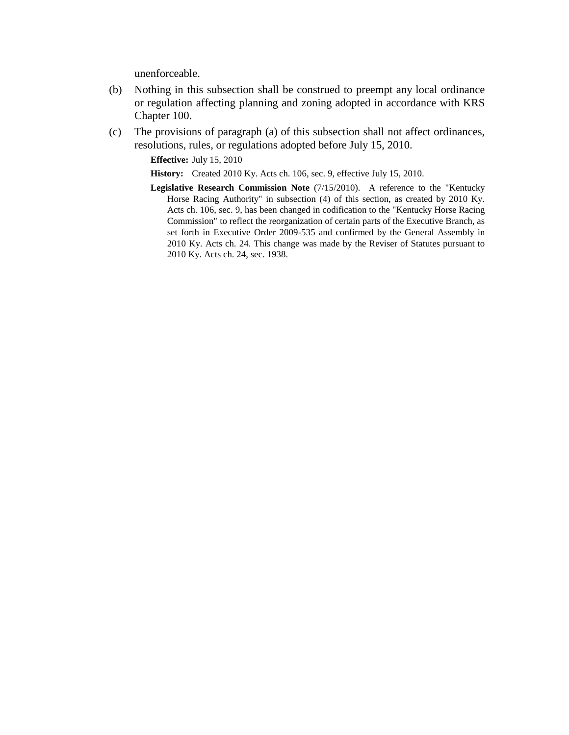unenforceable.

(b) Nothing in this subsection shall be construed to preempt any local ordinance or regulation affecting planning and zoning adopted in accordance with KRS Chapter 100.

(c) The provisions of paragraph (a) of this subsection shall not affect ordinances, resolutions, rules, or regulations adopted before July 15, 2010.

**Effective:** July 15, 2010

**History:** Created 2010 Ky. Acts ch. 106, sec. 9, effective July 15, 2010.

**Legislative Research Commission Note** (7/15/2010). A reference to the "Kentucky Horse Racing Authority" in subsection (4) of this section, as created by 2010 Ky. Acts ch. 106, sec. 9, has been changed in codification to the "Kentucky Horse Racing Commission" to reflect the reorganization of certain parts of the Executive Branch, as set forth in Executive Order 2009-535 and confirmed by the General Assembly in 2010 Ky. Acts ch. 24. This change was made by the Reviser of Statutes pursuant to 2010 Ky. Acts ch. 24, sec. 1938.